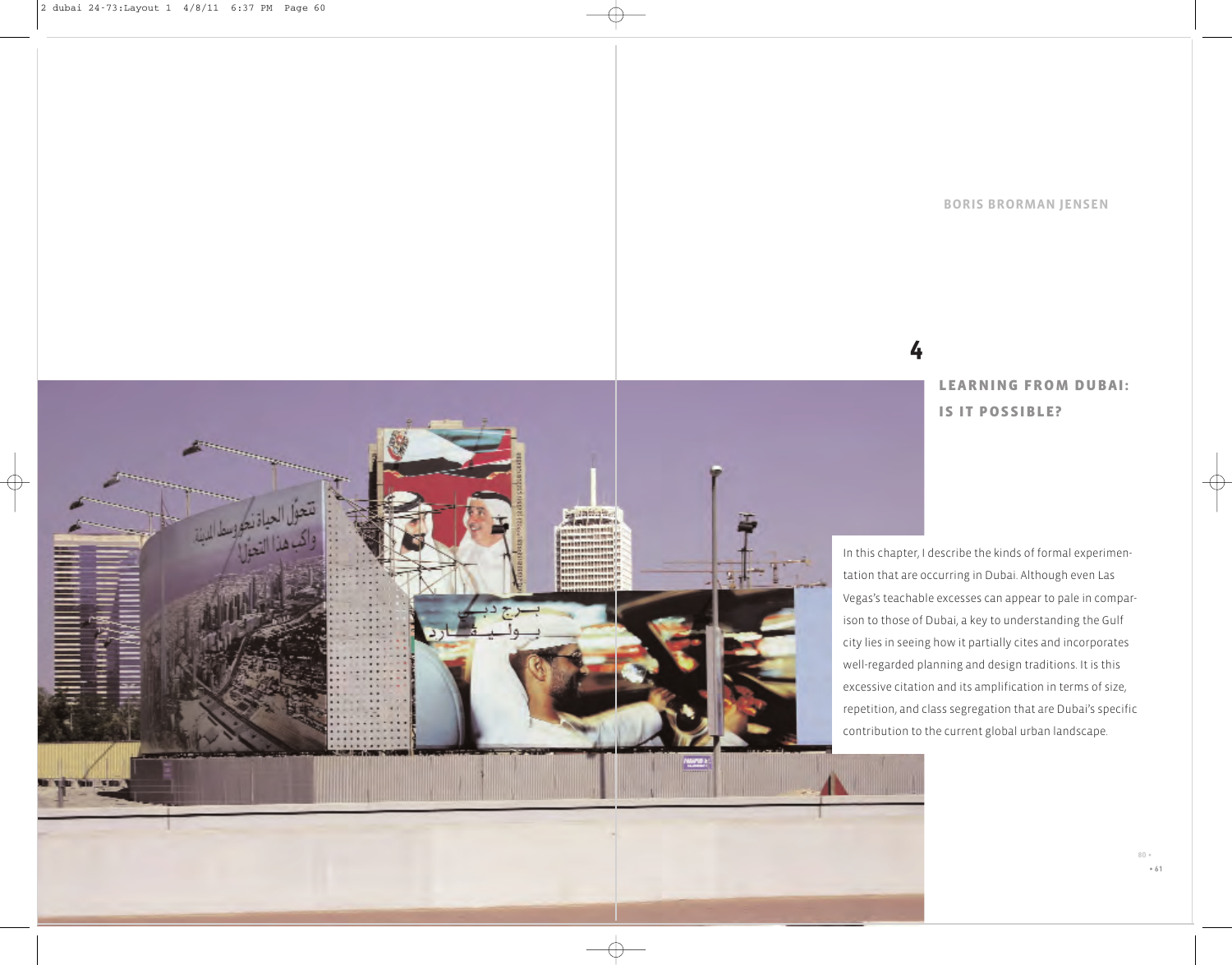BORIS BROMAN JENSEN

# 4

# LEARNING FROM DUBAI: IS IT POSSIBLE?

In this chapter, I describe the kinds of formal experimentation that are occurring in Dubai. Although even Las Vegas's teachable excesses can appear to pale in comparison to those of Dubai, a key to understanding the Gulf city lies in seeing how it partially cites and incorporates well-regarded planning and design traditions. It is this excessive citation and its amplification in terms of size, repetition, and class segregation that are Dubai's specific contribution to the current global urban landscape.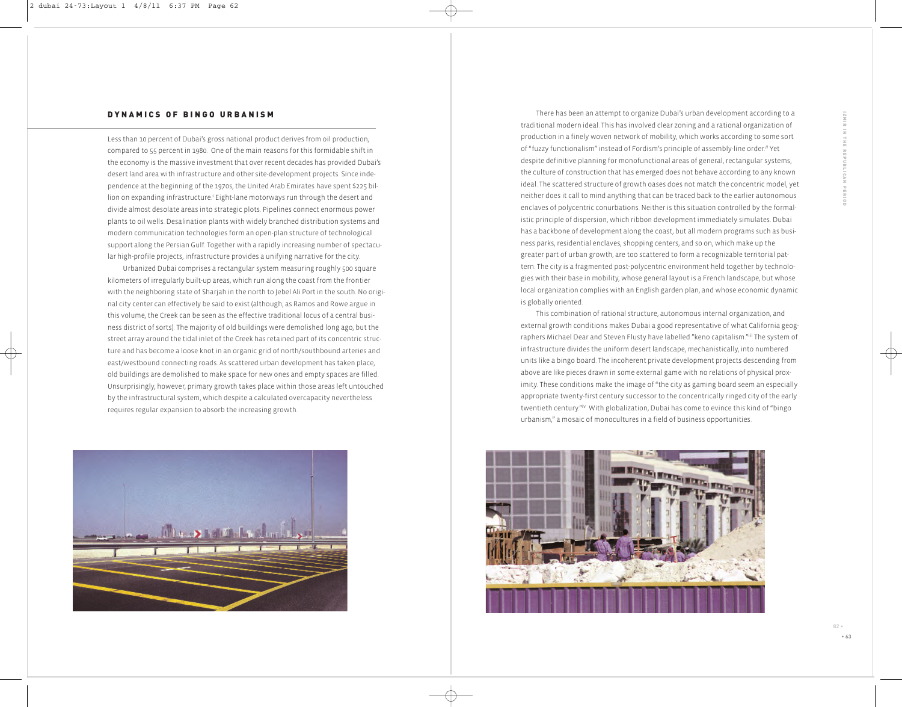## DYNAMICS OF BINGO URBANISM

Less than 10 percent of Dubai's gross national product derives from oil production, compared to 55 percent in 1980. One of the main reasons for this formidable shift in the economy is the massive investment that over recent decades has provided Dubai's desert land area with infrastructure and other site-development projects. Since independence at the beginning of the 1970s, the United Arab Emirates have spent $225 billion on expanding infrastructure.[i] Eight-lane motorways run through the desert and divide almost desolate areas into strategic plots. Pipelines connect enormous power plants to oil wells. Desalination plants with widely branched distribution systems and modern communication technologies form an open-plan structure of technological support along the Persian Gulf. Together with a rapidly increasing number of spectacular high-profile projects, infrastructure provides a unifying narrative for the city.

Urbanized Dubai comprises a rectangular system measuring roughly 500 square kilometers of irregularly built-up areas, which run along the coast from the frontier with the neighboring state of Sharjah in the north to Jebel Ali Port in the south. No original city center can effectively be said to exist (although, as Ramos and Rowe argue in this volume, the Creek can be seen as the effective traditional locus of a central business district of sorts). The majority of old buildings were demolished long ago, but the street array around the tidal inlet of the Creek has retained part of its concentric structure and has become a loose knot in an organic grid of north/southbound arteries and east/westbound connecting roads. As scattered urban development has taken place, old buildings are demolished to make space for new ones and empty spaces are filled. Unsurprisingly, however, primary growth takes place within those areas left untouched by the infrastructural system, which despite a calculated overcapacity nevertheless requires regular expansion to absorb the increasing growth.

There has been an attempt to organize Dubai's urban development according to a traditional modern ideal. This has involved clear zoning and a rational organization of production in a finely woven network of mobility, which works according to some sort of "fuzzy functionalism" instead of Fordism's principle of assembly-line order.[ii] Yet despite definitive planning for monofunctional areas of general, rectangular systems, the culture of construction that has emerged does not behave according to any known ideal. The scattered structure of growth oases does not match the concentric model, yet neither does it call to mind anything that can be traced back to the earlier autonomous enclaves of polycentric conurbations. Neither is this situation controlled by the formalistic principle of dispersion, which ribbon development immediately simulates. Dubai has a backbone of development along the coast, but all modern programs such as business parks, residential enclaves, shopping centers, and so on, which make up the greater part of urban growth, are too scattered to form a recognizable territorial pattern. The city is a fragmented post-polycentric environment held together by technologies with their base in mobility, whose general layout is a French landscape, but whose local organization complies with an English garden plan, and whose economic dynamic is globally oriented.

This combination of rational structure, autonomous internal organization, and external growth conditions makes Dubai a good representative of what California geographers Michael Dear and Steven Flusty have labelled "keno capitalism."[iii] The system of infrastructure divides the uniform desert landscape, mechanistically, into numbered units like a bingo board. The incoherent private development projects descending from above are like pieces drawn in some external game with no relations of physical proximity. These conditions make the image of "the city as gaming board seem an especially appropriate twenty-first century successor to the concentrically ringed city of the early twentieth century."[iv] With globalization, Dubai has come to evince this kind of "bingo urbanism," a mosaic of monocultures in a field of business opportunities.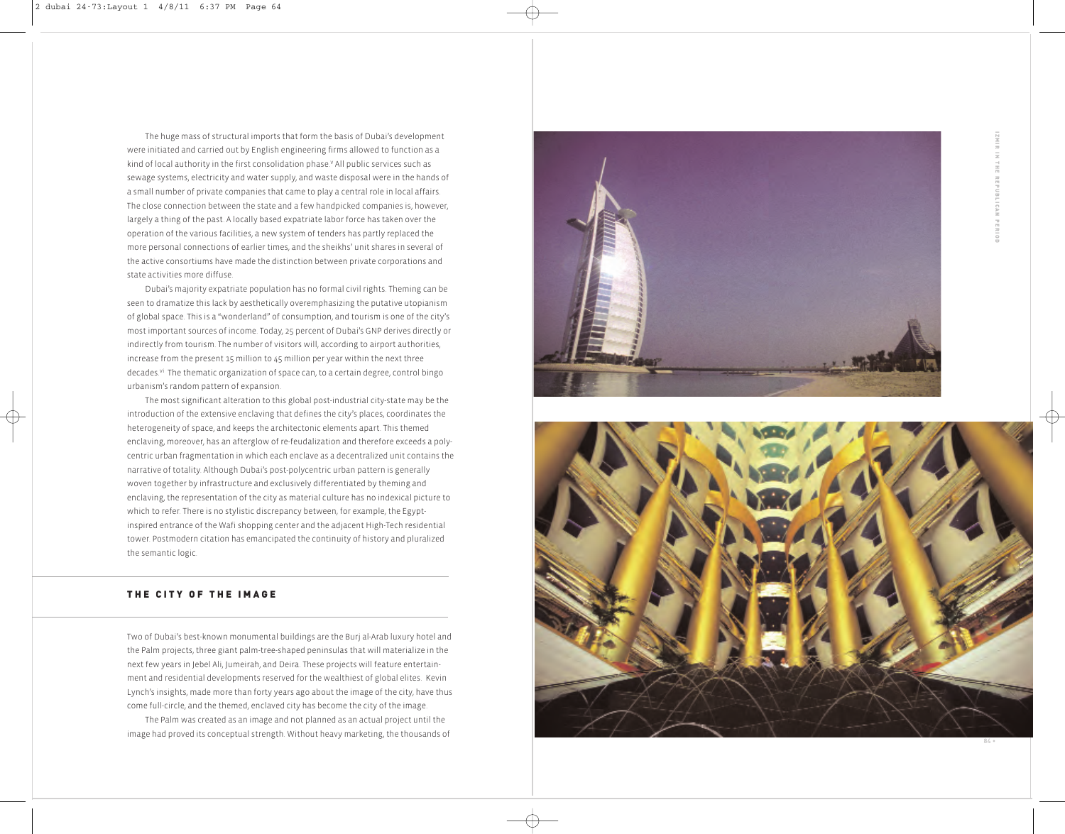The huge mass of structural imports that form the basis of Dubai's development were initiated and carried out by English engineering firms allowed to function as a kind of local authority in the first consolidation phase.[v] All public services such as sewage systems, electricity and water supply, and waste disposal were in the hands of a small number of private companies that came to play a central role in local affairs. The close connection between the state and a few handpicked companies is, however, largely a thing of the past. A locally based expatriate labor force has taken over the operation of the various facilities, a new system of tenders has partly replaced the more personal connections of earlier times, and the sheikhs' unit shares in several of the active consortiums have made the distinction between private corporations and state activities more diffuse.

Dubai's majority expatriate population has no formal civil rights. Theming can be seen to dramatize this lack by aesthetically overemphasizing the putative utopianism of global space. This is a "wonderland" of consumption, and tourism is one of the city's most important sources of income. Today, 25 percent of Dubai's GNP derives directly or indirectly from tourism. The number of visitors will, according to airport authorities, increase from the present 15 million to 45 million per year within the next three decades.[vi] The thematic organization of space can, to a certain degree, control bingo urbanism's random pattern of expansion.

The most significant alteration to this global post-industrial city-state may be the introduction of the extensive enclaving that defines the city's places, coordinates the heterogeneity of space, and keeps the architectonic elements apart. This themed enclaving, moreover, has an afterglow of re-feudalization and therefore exceeds a poly-centric urban fragmentation in which each enclave as a decentralized unit contains the narrative of totality. Although Dubai's post-polycentric urban pattern is generally woven together by infrastructure and exclusively differentiated by theming and enclaving, the representation of the city as material culture has no indexical picture to which to refer. There is no stylistic discrepancy between, for example, the Egypt-inspired entrance of the Wafi shopping center and the adjacent High-Tech residential tower. Postmodern citation has emancipated the continuity of history and pluralized the semantic logic.

## THE CITY OF THE IMAGE

Two of Dubai's best-known monumental buildings are the Burj al-Arab luxury hotel and the Palm projects, three giant palm-tree-shaped peninsulas that will materialize in the next few years in Jebel Ali, Jumeirah, and Deira. These projects will feature entertainment and residential developments reserved for the wealthiest of global elites. Kevin Lynch's insights, made more than forty years ago about the image of the city, have thus come full-circle, and the themed, enclaved city has become the city of the image.

The Palm was created as an image and not planned as an actual project until the image had proved its conceptual strength. Without heavy marketing, the thousands of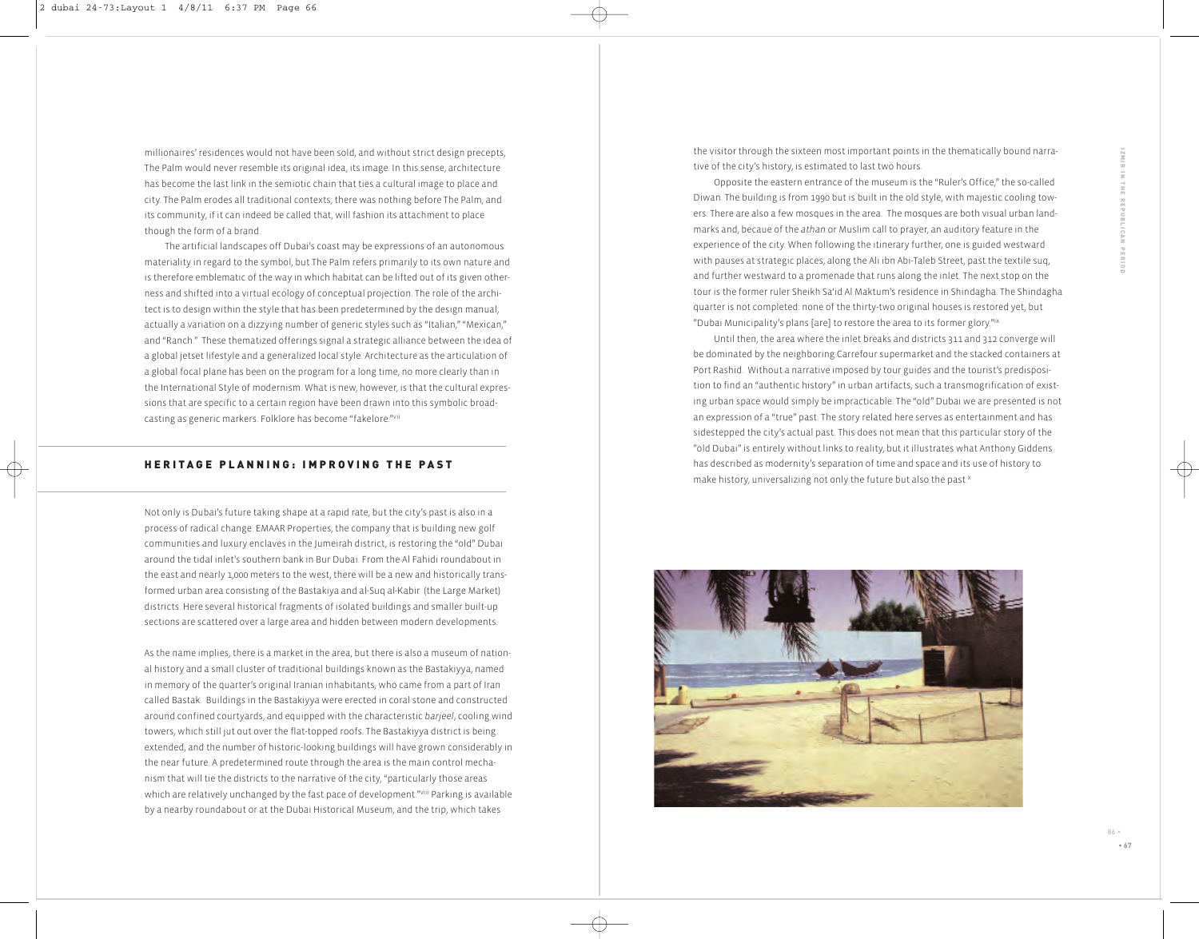millionaires' residences would not have been sold, and without strict design precepts, The Palm would never resemble its original idea, its image. In this sense, architecture has become the last link in the semiotic chain that ties a cultural image to place and city. The Palm erodes all traditional contexts; there was nothing before The Palm, and its community, if it can indeed be called that, will fashion its attachment to place though the form of a brand.

The artificial landscapes off Dubai's coast may be expressions of an autonomous materiality in regard to the symbol, but The Palm refers primarily to its own nature and is therefore emblematic of the way in which habitat can be lifted out of its given otherness and shifted into a virtual ecology of conceptual projection. The role of the architect is to design within the style that has been predetermined by the design manual, actually a variation on a dizzying number of generic styles such as "Italian," "Mexican," and "Ranch." These thematized offerings signal a strategic alliance between the idea of a global jetset lifestyle and a generalized local style. Architecture as the articulation of a global focal plane has been on the program for a long time, no more clearly than in the International Style of modernism. What is new, however, is that the cultural expressions that are specific to a certain region have been drawn into this symbolic broadcasting as generic markers. Folklore has become "fakelore."[vii]

## HERITAGE PLANNING: IMPROVING THE PAST

Not only is Dubai's future taking shape at a rapid rate, but the city's past is also in a process of radical change. EMAAR Properties, the company that is building new golf communities and luxury enclaves in the Jumeirah district, is restoring the "old" Dubai around the tidal inlet's southern bank in Bur Dubai. From the Al Fahidi roundabout in the east and nearly 1,000 meters to the west, there will be a new and historically transformed urban area consisting of the Bastakiya and al-Suq al-Kabir (the Large Market) districts. Here several historical fragments of isolated buildings and smaller built-up sections are scattered over a large area and hidden between modern developments.

As the name implies, there is a market in the area, but there is also a museum of national history and a small cluster of traditional buildings known as the Bastakiyya, named in memory of the quarter's original Iranian inhabitants, who came from a part of Iran called Bastak. Buildings in the Bastakiyya were erected in coral stone and constructed around confined courtyards, and equipped with the characteristic *barjeel*, cooling wind towers, which still jut out over the flat-topped roofs. The Bastakiyya district is being extended, and the number of historic-looking buildings will have grown considerably in the near future. A predetermined route through the area is the main control mechanism that will tie the districts to the narrative of the city, "particularly those areas which are relatively unchanged by the fast pace of development."[viii] Parking is available by a nearby roundabout or at the Dubai Historical Museum, and the trip, which takes the visitor through the sixteen most important points in the thematically bound narrative of the city's history, is estimated to last two hours.

Opposite the eastern entrance of the museum is the "Ruler's Office," the so-called Diwan. The building is from 1990 but is built in the old style, with majestic cooling towers. There are also a few mosques in the area. The mosques are both visual urban landmarks and, becaue of the *athan* or Muslim call to prayer, an auditory feature in the experience of the city. When following the itinerary further, one is guided westward with pauses at strategic places, along the Ali ibn Abi-Taleb Street, past the textile suq, and further westward to a promenade that runs along the inlet. The next stop on the tour is the former ruler Sheikh Sa'id Al Maktum's residence in Shindagha. The Shindagha quarter is not completed: none of the thirty-two original houses is restored yet, but "Dubai Municipality's plans [are] to restore the area to its former glory."[ix]

Until then, the area where the inlet breaks and districts 311 and 312 converge will be dominated by the neighboring Carrefour supermarket and the stacked containers at Port Rashid. Without a narrative imposed by tour guides and the tourist's predisposition to find an "authentic history" in urban artifacts, such a transmogrification of existing urban space would simply be impracticable. The "old" Dubai we are presented is not an expression of a "true" past. The story related here serves as entertainment and has sidestepped the city's actual past. This does not mean that this particular story of the "old Dubai" is entirely without links to reality, but it illustrates what Anthony Giddens has described as modernity's separation of time and space and its use of history to make history, universalizing not only the future but also the past.[x]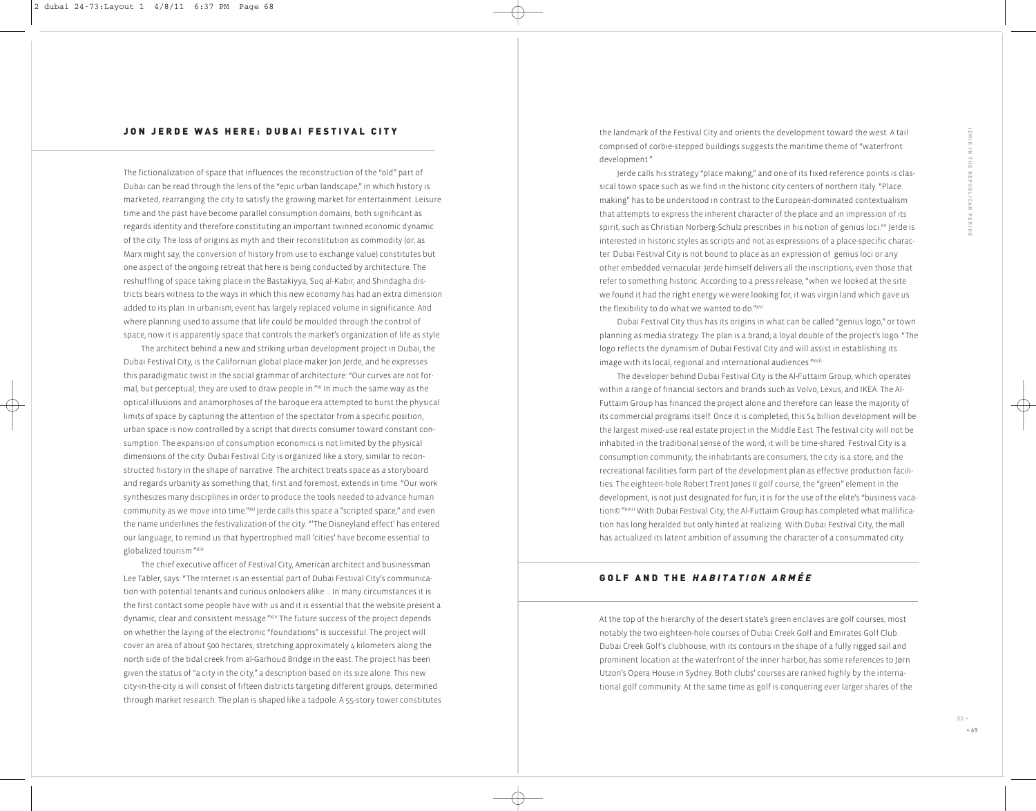## JON JERDE WAS HERE: DUBAI FESTIVAL CITY

The fictionalization of space that influences the reconstruction of the "old" part of Dubai can be read through the lens of the "epic urban landscape," in which history is marketed, rearranging the city to satisfy the growing market for entertainment. Leisure time and the past have become parallel consumption domains, both significant as regards identity and therefore constituting an important twinned economic dynamic of the city. The loss of origins as myth and their reconstitution as commodity (or, as Marx might say, the conversion of history from use to exchange value) constitutes but one aspect of the ongoing retreat that here is being conducted by architecture. The reshuffling of space taking place in the Bastakiyya, Suq al-Kabir, and Shindagha districts bears witness to the ways in which this new economy has had an extra dimension added to its plan. In urbanism, event has largely replaced volume in significance. And where planning used to assume that life could be moulded through the control of space, now it is apparently space that controls the market's organization of life as style.

The architect behind a new and striking urban development project in Dubai, the Dubai Festival City, is the Californian global place-maker Jon Jerde, and he expresses this paradigmatic twist in the social grammar of architecture: "Our curves are not formal, but perceptual; they are used to draw people in."[xi] In much the same way as the optical illusions and anamorphoses of the baroque era attempted to burst the physical limits of space by capturing the attention of the spectator from a specific position, urban space is now controlled by a script that directs consumer toward constant consumption. The expansion of consumption economics is not limited by the physical dimensions of the city. Dubai Festival City is organized like a story, similar to reconstructed history in the shape of narrative. The architect treats space as a storyboard and regards urbanity as something that, first and foremost, extends in time. "Our work synthesizes many disciplines in order to produce the tools needed to advance human community as we move into time."[xii] Jerde calls this space a "scripted space," and even the name underlines the festivalization of the city. "'The Disneyland effect' has entered our language, to remind us that hypertrophied mall 'cities' have become essential to globalized tourism."[xiii]

The chief executive officer of Festival City, American architect and businessman Lee Tabler, says: "The Internet is an essential part of Dubai Festival City's communication with potential tenants and curious onlookers alike ... In many circumstances it is the first contact some people have with us and it is essential that the website present a dynamic, clear and consistent message."[xiv] The future success of the project depends on whether the laying of the electronic "foundations" is successful. The project will cover an area of about 500 hectares, stretching approximately 4 kilometers along the north side of the tidal creek from al-Garhoud Bridge in the east. The project has been given the status of "a city in the city," a description based on its size alone. This new city-in-the-city is will consist of fifteen districts targeting different groups, determined through market research. The plan is shaped like a tadpole. A 55-story tower constitutes the landmark of the Festival City and orients the development toward the west. A tail comprised of corbie-stepped buildings suggests the maritime theme of "waterfront development."

Jerde calls his strategy "place making," and one of its fixed reference points is classical town space such as we find in the historic city centers of northern Italy. "Place making" has to be understood in contrast to the European-dominated contextualism that attempts to express the inherent character of the place and an impression of its spirit, such as Christian Norberg-Schulz prescribes in his notion of genius loci.[xv] Jerde is interested in historic styles as scripts and not as expressions of a place-specific character. Dubai Festival City is not bound to place as an expression of genius loci or any other embedded vernacular. Jerde himself delivers all the inscriptions, even those that refer to something historic. According to a press release, "when we looked at the site we found it had the right energy we were looking for, it was virgin land which gave us the flexibility to do what we wanted to do."[xvi]

Dubai Festival City thus has its origins in what can be called "genius logo," or town planning as media strategy. The plan is a brand, a loyal double of the project's logo. "The logo reflects the dynamism of Dubai Festival City and will assist in establishing its image with its local, regional and international audiences."[xvii]

The developer behind Dubai Festival City is the Al-Futtaim Group, which operates within a range of financial sectors and brands such as Volvo, Lexus, and IKEA. The Al-Futtaim Group has financed the project alone and therefore can lease the majority of its commercial programs itself. Once it is completed, this $4 billion development will be the largest mixed-use real estate project in the Middle East. The festival city will not be inhabited in the traditional sense of the word; it will be time-shared. Festival City is a consumption community, the inhabitants are consumers, the city is a store, and the recreational facilities form part of the development plan as effective production facilities. The eighteen-hole Robert Trent Jones II golf course, the "green" element in the development, is not just designated for fun; it is for the use of the elite's "business vacation©."[xviii] With Dubai Festival City, the Al-Futtaim Group has completed what mallification has long heralded but only hinted at realizing. With Dubai Festival City, the mall has actualized its latent ambition of assuming the character of a consummated city.

## GOLF AND THE *HABITATION ARMÉE*

At the top of the hierarchy of the desert state's green enclaves are golf courses, most notably the two eighteen-hole courses of Dubai Creek Golf and Emirates Golf Club. Dubai Creek Golf's clubhouse, with its contours in the shape of a fully rigged sail and prominent location at the waterfront of the inner harbor, has some references to Jørn Utzon's Opera House in Sydney. Both clubs' courses are ranked highly by the international golf community. At the same time as golf is conquering ever larger shares of the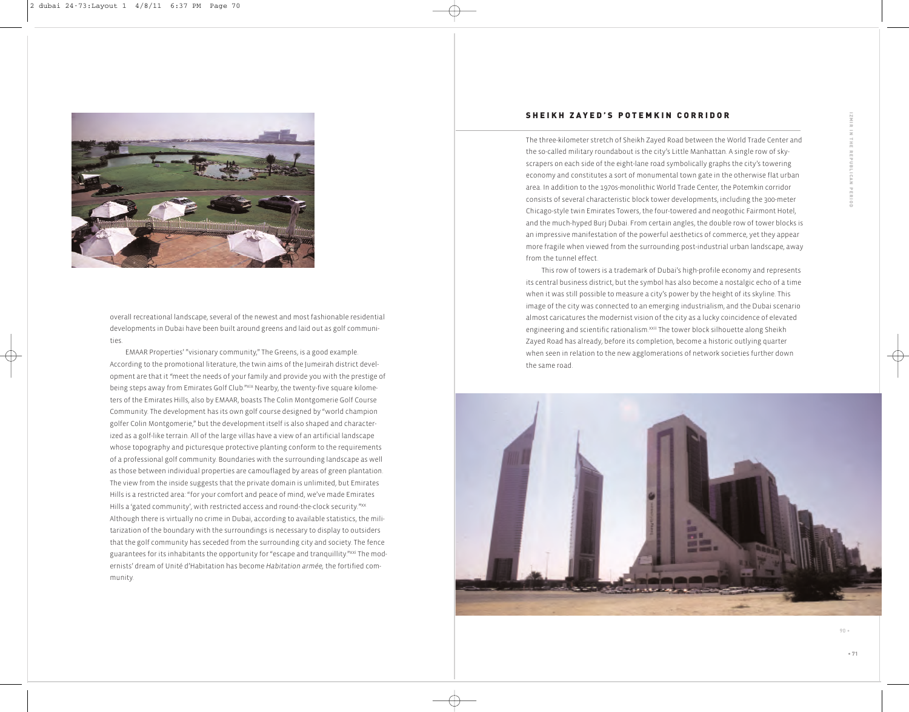overall recreational landscape, several of the newest and most fashionable residential developments in Dubai have been built around greens and laid out as golf communities.

EMAAR Properties' "visionary community," The Greens, is a good example. According to the promotional literature, the twin aims of the Jumeirah district development are that it "meet the needs of your family and provide you with the prestige of being steps away from Emirates Golf Club."[xix] Nearby, the twenty-five square kilometers of the Emirates Hills, also by EMAAR, boasts The Colin Montgomerie Golf Course Community. The development has its own golf course designed by "world champion golfer Colin Montgomerie," but the development itself is also shaped and characterized as a golf-like terrain. All of the large villas have a view of an artificial landscape whose topography and picturesque protective planting conform to the requirements of a professional golf community. Boundaries with the surrounding landscape as well as those between individual properties are camouflaged by areas of green plantation. The view from the inside suggests that the private domain is unlimited, but Emirates Hills is a restricted area: "for your comfort and peace of mind, we've made Emirates Hills a 'gated community', with restricted access and round-the-clock security."[xx] Although there is virtually no crime in Dubai, according to available statistics, the militarization of the boundary with the surroundings is necessary to display to outsiders that the golf community has seceded from the surrounding city and society. The fence guarantees for its inhabitants the opportunity for "escape and tranquillity."[xxi] The modernists' dream of Unité d'Habitation has become *Habitation armée*, the fortified community.

## SHEIKH ZAYED'S POTEMKIN CORRIDOR

The three-kilometer stretch of Sheikh Zayed Road between the World Trade Center and the so-called military roundabout is the city's Little Manhattan. A single row of skyscrapers on each side of the eight-lane road symbolically graphs the city's towering economy and constitutes a sort of monumental town gate in the otherwise flat urban area. In addition to the 1970s-monolithic World Trade Center, the Potemkin corridor consists of several characteristic block tower developments, including the 300-meter Chicago-style twin Emirates Towers, the four-towered and neogothic Fairmont Hotel, and the much-hyped Burj Dubai. From certain angles, the double row of tower blocks is an impressive manifestation of the powerful aesthetics of commerce, yet they appear more fragile when viewed from the surrounding post-industrial urban landscape, away from the tunnel effect.

This row of towers is a trademark of Dubai's high-profile economy and represents its central business district, but the symbol has also become a nostalgic echo of a time when it was still possible to measure a city's power by the height of its skyline. This image of the city was connected to an emerging industrialism, and the Dubai scenario almost caricatures the modernist vision of the city as a lucky coincidence of elevated engineering and scientific rationalism.[xxii] The tower block silhouette along Sheikh Zayed Road has already, before its completion, become a historic outlying quarter when seen in relation to the new agglomerations of network societies further down the same road.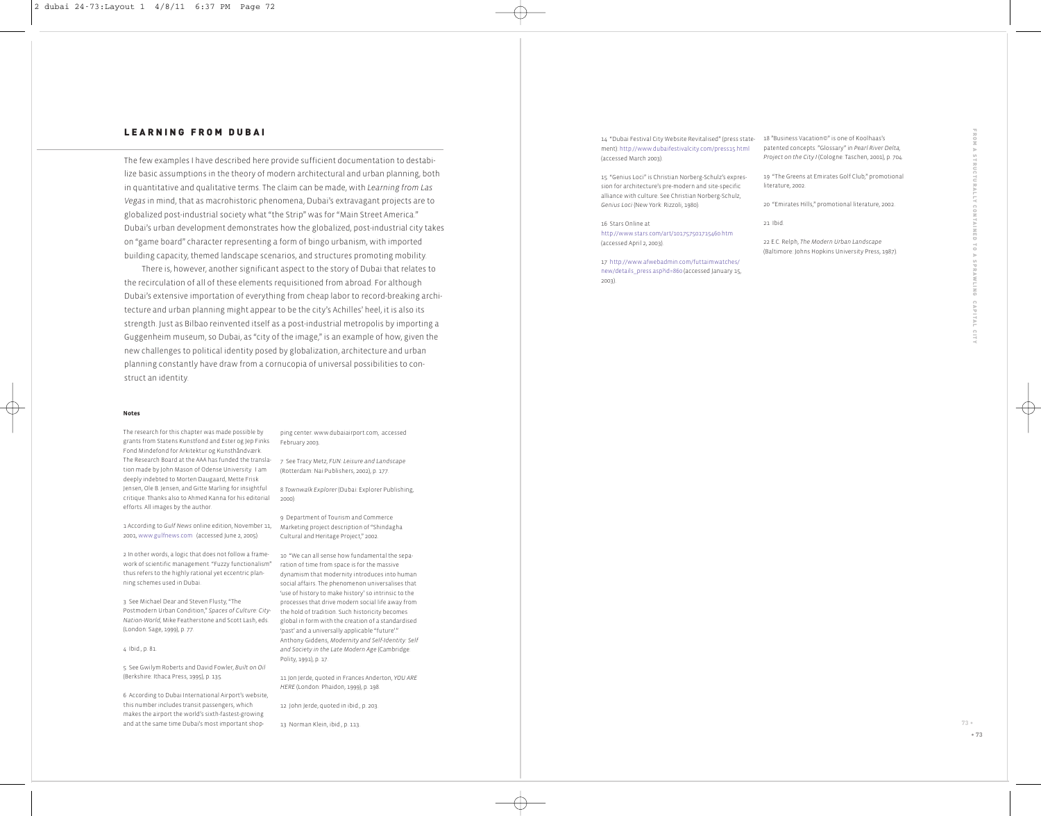## LEARNING FROM DUBAI

The few examples I have described here provide sufficient documentation to destabilize basic assumptions in the theory of modern architectural and urban planning, both in quantitative and qualitative terms. The claim can be made, with *Learning from Las Vegas* in mind, that as macrohistoric phenomena, Dubai's extravagant projects are to globalized post-industrial society what "the Strip" was for "Main Street America." Dubai's urban development demonstrates how the globalized, post-industrial city takes on "game board" character representing a form of bingo urbanism, with imported building capacity, themed landscape scenarios, and structures promoting mobility.

There is, however, another significant aspect to the story of Dubai that relates to the recirculation of all of these elements requisitioned from abroad. For although Dubai's extensive importation of everything from cheap labor to record-breaking architecture and urban planning might appear to be the city's Achilles' heel, it is also its strength. Just as Bilbao reinvented itself as a post-industrial metropolis by importing a Guggenheim museum, so Dubai, as "city of the image," is an example of how, given the new challenges to political identity posed by globalization, architecture and urban planning constantly have draw from a cornucopia of universal possibilities to construct an identity.

#### Notes

The research for this chapter was made possible by grants from Statens Kunstfond and Ester og Jep Finks Fond Mindefond for Arkitektur og Kunsthåndværk. The Research Board at the AAA has funded the translation made by John Mason of Odense University. I am deeply indebted to Morten Daugaard, Mette Frisk Jensen, Ole B. Jensen, and Gitte Marling for insightful critique. Thanks also to Ahmed Kanna for his editorial efforts. All images by the author.

1 According to *Gulf News* online edition, November 11, 2001, www.gulfnews.com (accessed June 2, 2005).

2 In other words, a logic that does not follow a framework of scientific management. "Fuzzy functionalism" thus refers to the highly rational yet eccentric planning schemes used in Dubai.

3 See Michael Dear and Steven Flusty, "The Postmodern Urban Condition," *Spaces of Culture: City-Nation-World*, Mike Featherstone and Scott Lash, eds. (London: Sage, 1999), p. 77.

4 Ibid., p. 81.

5 See Gwilym Roberts and David Fowler, *Built on Oil* (Berkshire: Ithaca Press, 1995), p. 135.

6 According to Dubai International Airport's website, this number includes transit passengers, which makes the airport the world's sixth-fastest-growing and at the same time Dubai's most important shopping center: www.dubaiairport.com, accessed February 2003.

7 See Tracy Metz, *FUN: Leisure and Landscape* (Rotterdam: Nai Publishers, 2002), p. 177.

8 *Townwalk Explorer* (Dubai: Explorer Publishing, 2000).

9 Department of Tourism and Commerce Marketing project description of "Shindagha Cultural and Heritage Project," 2002.

10 "We can all sense how fundamental the separation of time from space is for the massive dynamism that modernity introduces into human social affairs. The phenomenon universalises that 'use of history to make history' so intrinsic to the processes that drive modern social life away from the hold of tradition. Such historicity becomes global in form with the creation of a standardised 'past' and a universally applicable "future'." Anthony Giddens, *Modernity and Self-Identity: Self and Society in the Late Modern Age* (Cambridge: Polity, 1991), p. 17.

11 Jon Jerde, quoted in Frances Anderton, *YOU ARE HERE* (London: Phaidon, 1999), p. 198.

12 John Jerde, quoted in ibid., p. 203.

13 Norman Klein, ibid., p. 113.

14 "Dubai Festival City Website Revitalised" (press statement). http://www.dubaifestivalcity.com/press15.html (accessed March 2003).

15 "Genius Loci" is Christian Norberg-Schulz's expression for architecture's pre-modern and site-specific alliance with culture. See Christian Norberg-Schulz, *Genius Loci* (New York: Rizzoli, 1980).

16 Stars Online at http://www.stars.com/art/101757501715460.htm (accessed April 2, 2003).

17 http://www.afwebadmin.com/futtaimwatches/new/details_press.asp?id=860 (accessed January 15, 2003).

18 "Business Vacation©" is one of Koolhaas's patented concepts. "Glossary" in *Pearl River Delta, Project on the City I* (Cologne: Taschen, 2001), p. 704.

19 "The Greens at Emirates Golf Club," promotional literature, 2002.

20 "Emirates Hills," promotional literature, 2002.

21 Ibid.

22 E.C. Relph, *The Modern Urban Landscape* (Baltimore: Johns Hopkins University Press, 1987).